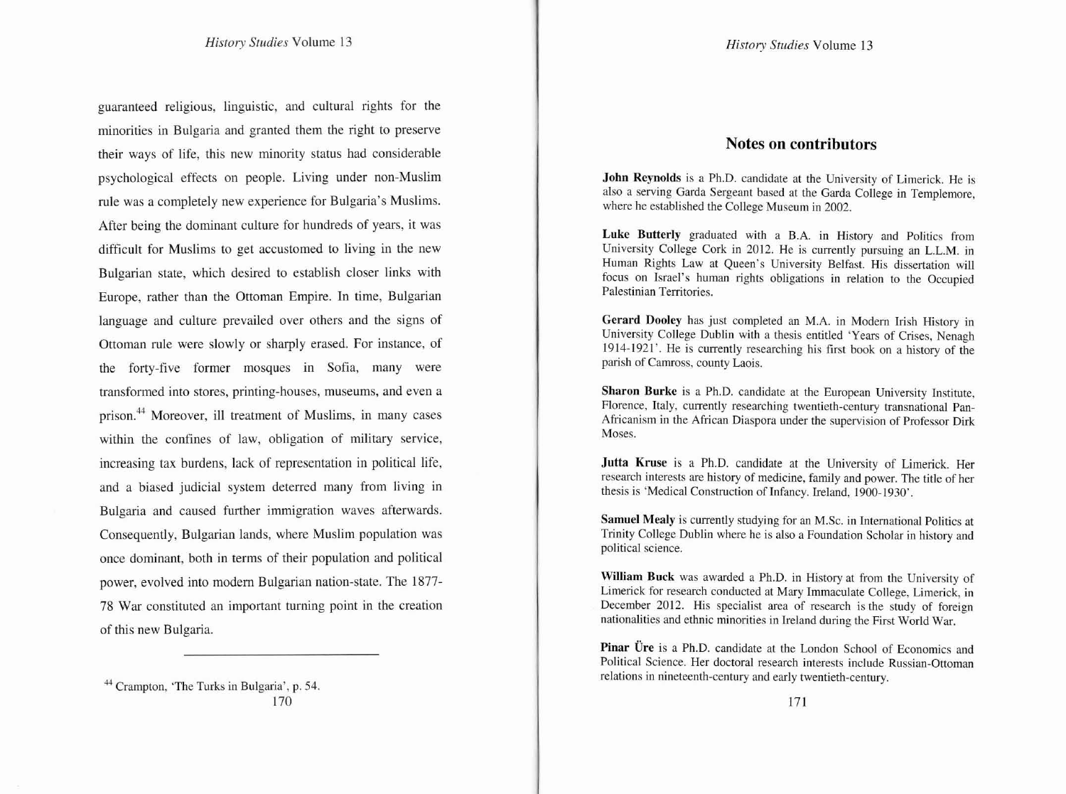guaranteed religious, linguistic, and cultural rights for the minorities in Bulgaria and granted them the right to preserve their ways of life, this new minority status had considerable psychological effects on people. Living under non-Muslim rule was a completely new experience for Bulgaria's Muslims. After being the dominant culture for hundreds of years, it was difficult for Muslims to get accustomed to living in the new Bulgarian state, which desired to establish closer links with Europe, rather than the Ottoman Empire. In time, Bulgarian language and culture prevailed over others and the signs of Ottoman rule were slowly or sharply erased. For instance, of the forty-five former mosques in Sofia, many were transformed into stores, printing-houses, museums, and even a prison.[44] Moreover, ill treatment of Muslims, in many cases within the confines of law, obligation of military service, increasing tax burdens, lack of representation in political life, and a biased judicial system deterred many from living in Bulgaria and caused further immigration waves afterwards. Consequently, Bulgarian lands, where Muslim population was once dominant, both in terms of their population and political power, evolved into modern Bulgarian nation-state. The 1877-78 War constituted an important turning point in the creation of this new Bulgaria.

---

[44] Crampton, 'The Turks in Bulgaria', p. 54.

## Notes on contributors

**John Reynolds** is a Ph.D. candidate at the University of Limerick. He is also a serving Garda Sergeant based at the Garda College in Templemore, where he established the College Museum in 2002.

**Luke Butterly** graduated with a B.A. in History and Politics from University College Cork in 2012. He is currently pursuing an L.L.M. in Human Rights Law at Queen's University Belfast. His dissertation will focus on Israel's human rights obligations in relation to the Occupied Palestinian Territories.

**Gerard Dooley** has just completed an M.A. in Modern Irish History in University College Dublin with a thesis entitled 'Years of Crises, Nenagh 1914-1921'. He is currently researching his first book on a history of the parish of Camross, county Laois.

**Sharon Burke** is a Ph.D. candidate at the European University Institute, Florence, Italy, currently researching twentieth-century transnational Pan-Africanism in the African Diaspora under the supervision of Professor Dirk Moses.

**Jutta Kruse** is a Ph.D. candidate at the University of Limerick. Her research interests are history of medicine, family and power. The title of her thesis is 'Medical Construction of Infancy. Ireland, 1900-1930'.

**Samuel Mealy** is currently studying for an M.Sc. in International Politics at Trinity College Dublin where he is also a Foundation Scholar in history and political science.

**William Buck** was awarded a Ph.D. in History at from the University of Limerick for research conducted at Mary Immaculate College, Limerick, in December 2012. His specialist area of research is the study of foreign nationalities and ethnic minorities in Ireland during the First World War.

**Pinar Üre** is a Ph.D. candidate at the London School of Economics and Political Science. Her doctoral research interests include Russian-Ottoman relations in nineteenth-century and early twentieth-century.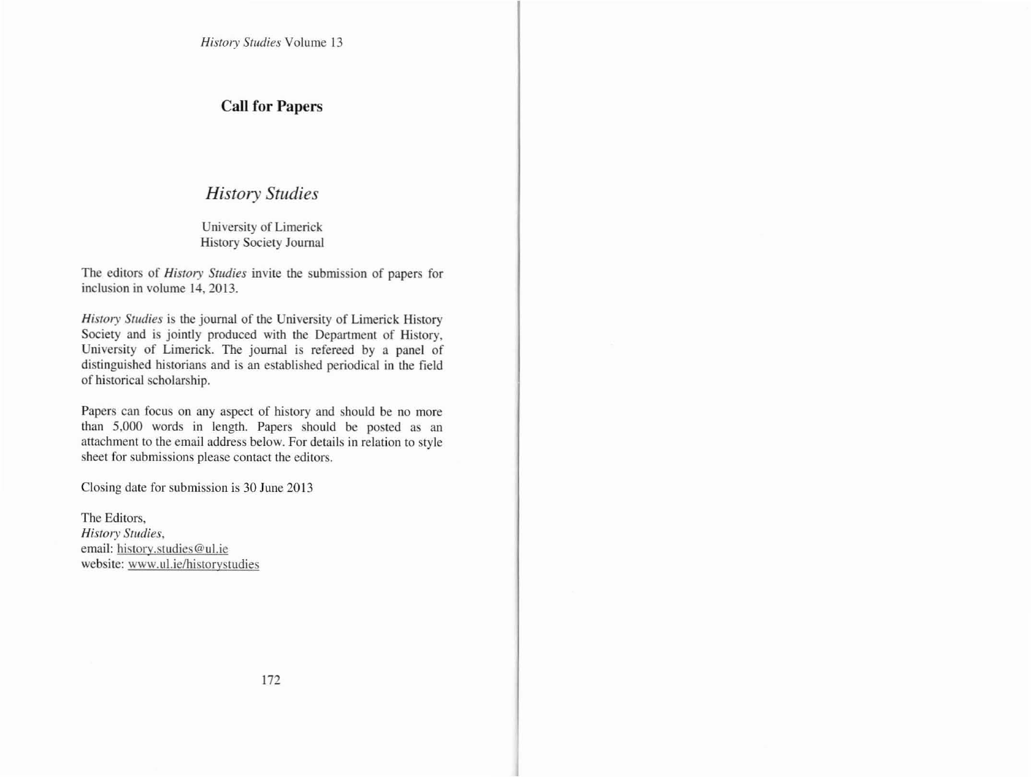## Call for Papers

# *History Studies*

University of Limerick
History Society Journal

The editors of *History Studies* invite the submission of papers for inclusion in volume 14, 2013.

*History Studies* is the journal of the University of Limerick History Society and is jointly produced with the Department of History, University of Limerick. The journal is refereed by a panel of distinguished historians and is an established periodical in the field of historical scholarship.

Papers can focus on any aspect of history and should be no more than 5,000 words in length. Papers should be posted as an attachment to the email address below. For details in relation to style sheet for submissions please contact the editors.

Closing date for submission is 30 June 2013

The Editors,
*History Studies*,
email: history.studies@ul.ie
website: www.ul.ie/historystudies